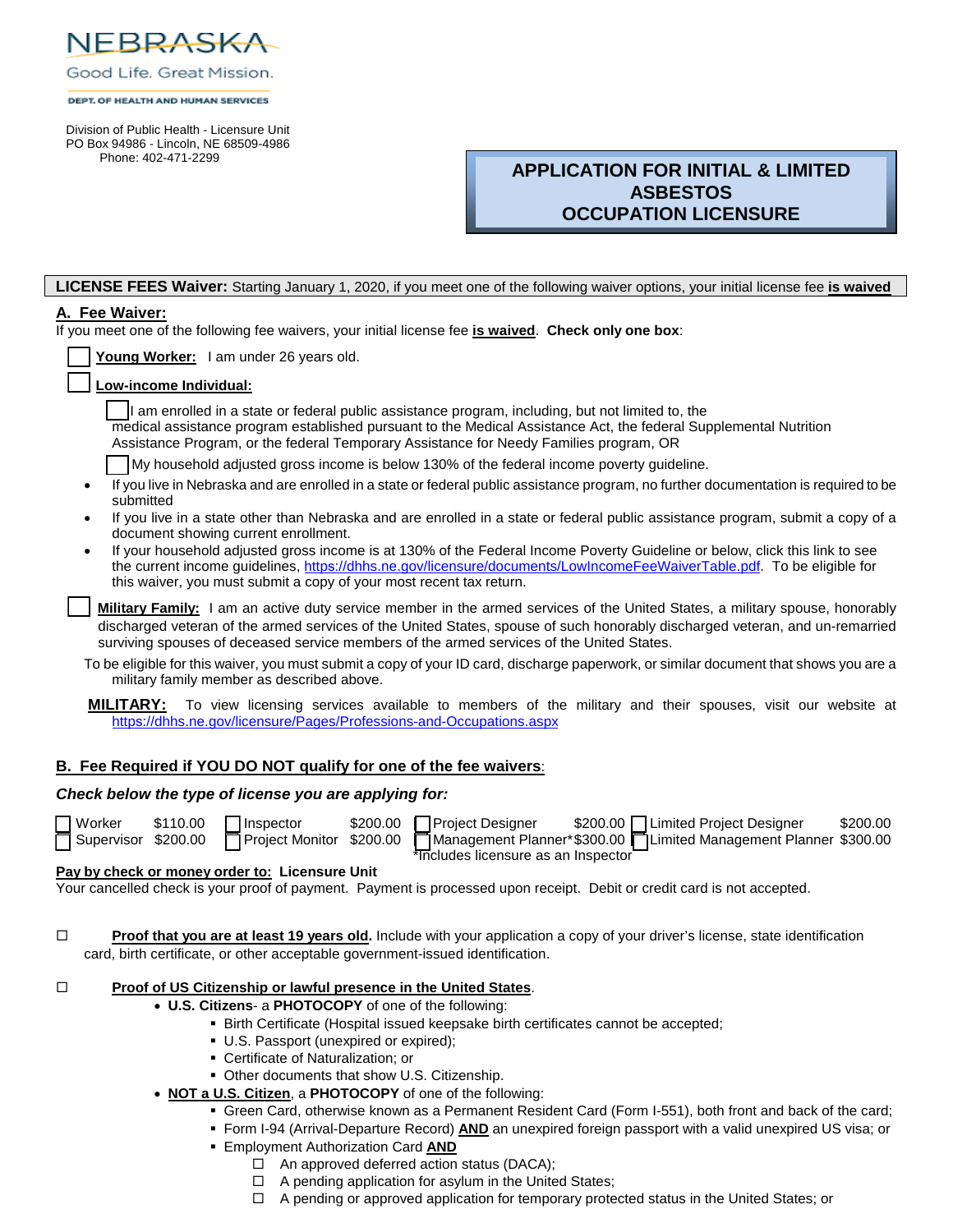NEBRASKA

Good Life. Great Mission.

DEPT. OF HEALTH AND HUMAN SERVICES

Division of Public Health - Licensure Unit
PO Box 94986 - Lincoln, NE 68509-4986
Phone: 402-471-2299

# APPLICATION FOR INITIAL & LIMITED ASBESTOS OCCUPATION LICENSURE

**LICENSE FEES Waiver:** Starting January 1, 2020, if you meet one of the following waiver options, your initial license fee **<u>is waived</u>**

## A. Fee Waiver:

If you meet one of the following fee waivers, your initial license fee **<u>is waived</u>**. **Check only one box**:

☐ **<u>Young Worker:</u>** I am under 26 years old.

☐ **<u>Low-income Individual:</u>**

☐ I am enrolled in a state or federal public assistance program, including, but not limited to, the medical assistance program established pursuant to the Medical Assistance Act, the federal Supplemental Nutrition Assistance Program, or the federal Temporary Assistance for Needy Families program, OR

☐ My household adjusted gross income is below 130% of the federal income poverty guideline.

- If you live in Nebraska and are enrolled in a state or federal public assistance program, no further documentation is required to be submitted
- If you live in a state other than Nebraska and are enrolled in a state or federal public assistance program, submit a copy of a document showing current enrollment.
- If your household adjusted gross income is at 130% of the Federal Income Poverty Guideline or below, click this link to see the current income guidelines, https://dhhs.ne.gov/licensure/documents/LowIncomeFeeWaiverTable.pdf. To be eligible for this waiver, you must submit a copy of your most recent tax return.

☐ **<u>Military Family:</u>** I am an active duty service member in the armed services of the United States, a military spouse, honorably discharged veteran of the armed services of the United States, spouse of such honorably discharged veteran, and un-remarried surviving spouses of deceased service members of the armed services of the United States.

To be eligible for this waiver, you must submit a copy of your ID card, discharge paperwork, or similar document that shows you are a military family member as described above.

**<u>MILITARY:</u>** To view licensing services available to members of the military and their spouses, visit our website at https://dhhs.ne.gov/licensure/Pages/Professions-and-Occupations.aspx

## B. Fee Required if YOU DO NOT qualify for one of the fee waivers:

***Check below the type of license you are applying for:***

| | | | |
|---|---|---|---|
| ☐ Worker $110.00 | ☐ Inspector $200.00 | ☐ Project Designer $200.00 | ☐ Limited Project Designer $200.00 |
| ☐ Supervisor $200.00 | ☐ Project Monitor $200.00 | ☐ Management Planner* $300.00 | ☐ Limited Management Planner $300.00 |

*Includes licensure as an Inspector

**<u>Pay by check or money order to:</u> Licensure Unit**
Your cancelled check is your proof of payment. Payment is processed upon receipt. Debit or credit card is not accepted.

☐ **<u>Proof that you are at least 19 years old</u>.** Include with your application a copy of your driver's license, state identification card, birth certificate, or other acceptable government-issued identification.

☐ **<u>Proof of US Citizenship or lawful presence in the United States</u>**.

- **U.S. Citizens**- a **PHOTOCOPY** of one of the following:
  - Birth Certificate (Hospital issued keepsake birth certificates cannot be accepted;
  - U.S. Passport (unexpired or expired);
  - Certificate of Naturalization; or
  - Other documents that show U.S. Citizenship.
- **<u>NOT a U.S. Citizen</u>**, a **PHOTOCOPY** of one of the following:
  - Green Card, otherwise known as a Permanent Resident Card (Form I-551), both front and back of the card;
  - Form I-94 (Arrival-Departure Record) **<u>AND</u>** an unexpired foreign passport with a valid unexpired US visa; or
  - Employment Authorization Card **<u>AND</u>**
    - ☐ An approved deferred action status (DACA);
    - ☐ A pending application for asylum in the United States;
    - ☐ A pending or approved application for temporary protected status in the United States; or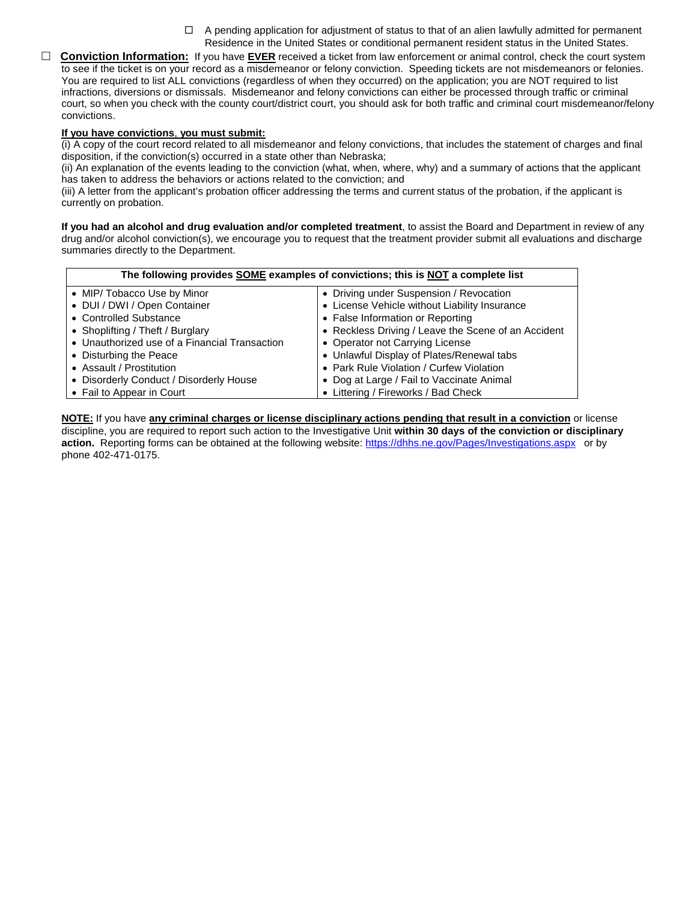- ☐ A pending application for adjustment of status to that of an alien lawfully admitted for permanent Residence in the United States or conditional permanent resident status in the United States.

☐ **Conviction Information:** If you have **EVER** received a ticket from law enforcement or animal control, check the court system to see if the ticket is on your record as a misdemeanor or felony conviction. Speeding tickets are not misdemeanors or felonies. You are required to list ALL convictions (regardless of when they occurred) on the application; you are NOT required to list infractions, diversions or dismissals. Misdemeanor and felony convictions can either be processed through traffic or criminal court, so when you check with the county court/district court, you should ask for both traffic and criminal court misdemeanor/felony convictions.

**If you have convictions, you must submit:**

(i) A copy of the court record related to all misdemeanor and felony convictions, that includes the statement of charges and final disposition, if the conviction(s) occurred in a state other than Nebraska;

(ii) An explanation of the events leading to the conviction (what, when, where, why) and a summary of actions that the applicant has taken to address the behaviors or actions related to the conviction; and

(iii) A letter from the applicant's probation officer addressing the terms and current status of the probation, if the applicant is currently on probation.

**If you had an alcohol and drug evaluation and/or completed treatment**, to assist the Board and Department in review of any drug and/or alcohol conviction(s), we encourage you to request that the treatment provider submit all evaluations and discharge summaries directly to the Department.

| The following provides SOME examples of convictions; this is NOT a complete list | |
|---|---|
| • MIP/ Tobacco Use by Minor | • Driving under Suspension / Revocation |
| • DUI / DWI / Open Container | • License Vehicle without Liability Insurance |
| • Controlled Substance | • False Information or Reporting |
| • Shoplifting / Theft / Burglary | • Reckless Driving / Leave the Scene of an Accident |
| • Unauthorized use of a Financial Transaction | • Operator not Carrying License |
| • Disturbing the Peace | • Unlawful Display of Plates/Renewal tabs |
| • Assault / Prostitution | • Park Rule Violation / Curfew Violation |
| • Disorderly Conduct / Disorderly House | • Dog at Large / Fail to Vaccinate Animal |
| • Fail to Appear in Court | • Littering / Fireworks / Bad Check |

**NOTE:** If you have **any criminal charges or license disciplinary actions pending that result in a conviction** or license discipline, you are required to report such action to the Investigative Unit **within 30 days of the conviction or disciplinary action.** Reporting forms can be obtained at the following website: https://dhhs.ne.gov/Pages/Investigations.aspx or by phone 402-471-0175.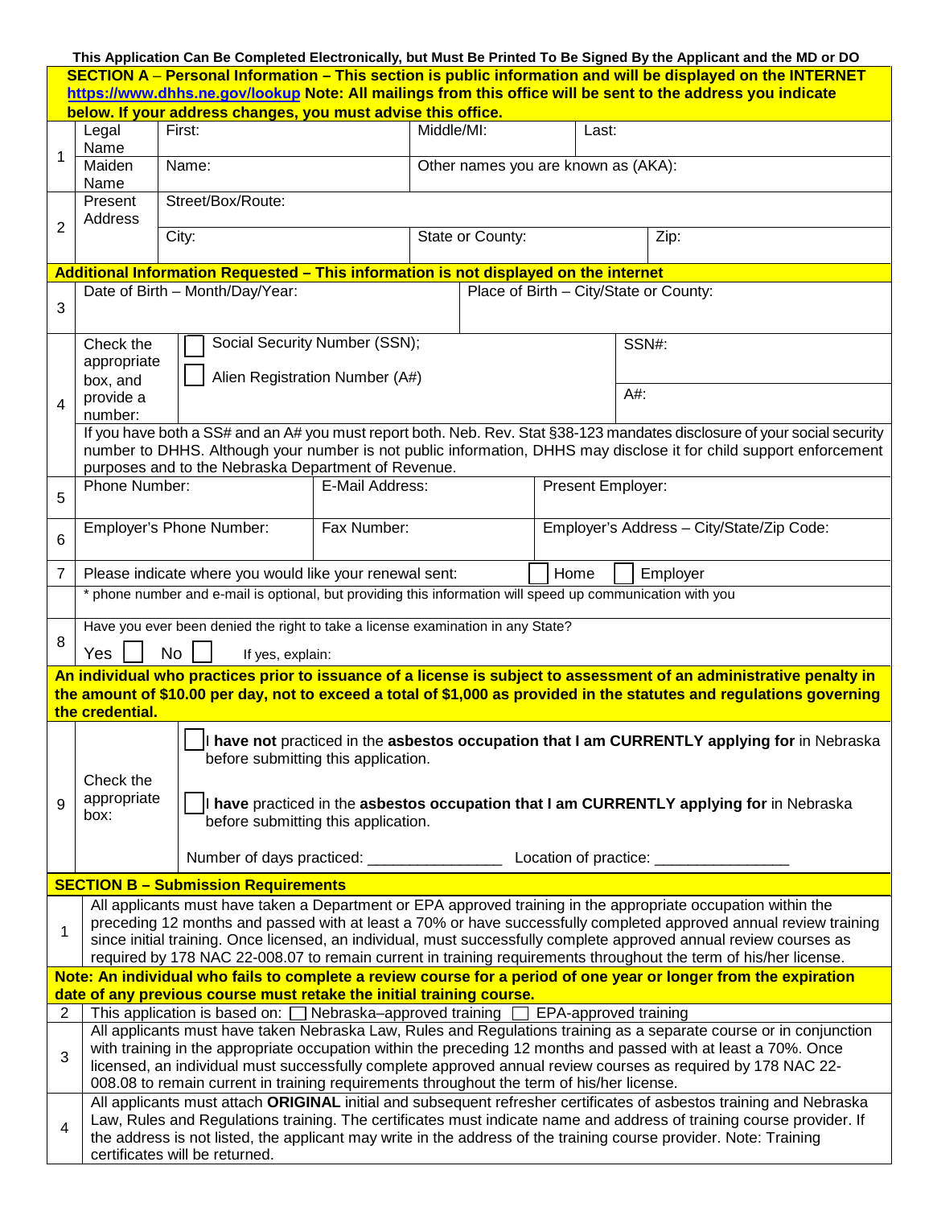**This Application Can Be Completed Electronically, but Must Be Printed To Be Signed By the Applicant and the MD or DO**

**SECTION A – Personal Information – This section is public information and will be displayed on the INTERNET https://www.dhhs.ne.gov/lookup Note: All mailings from this office will be sent to the address you indicate below. If your address changes, you must advise this office.**

| | | | | |
|---|---|---|---|---|
| 1 | Legal Name | First: | Middle/MI: | Last: |
| | Maiden Name | Name: | Other names you are known as (AKA): | |
| 2 | Present Address | Street/Box/Route: | | |
| | | City: | State or County: | Zip: |

**Additional Information Requested – This information is not displayed on the internet**

| | | | |
|---|---|---|---|
| 3 | Date of Birth – Month/Day/Year: | Place of Birth – City/State or County: | |
| 4 | Check the appropriate box, and provide a number: | ☐ Social Security Number (SSN); | SSN#: |
| | | ☐ Alien Registration Number (A#) | A#: |
| | If you have both a SS# and an A# you must report both. Neb. Rev. Stat §38-123 mandates disclosure of your social security number to DHHS. Although your number is not public information, DHHS may disclose it for child support enforcement purposes and to the Nebraska Department of Revenue. | | |
| 5 | Phone Number: | E-Mail Address: | Present Employer: |
| 6 | Employer's Phone Number: | Fax Number: | Employer's Address – City/State/Zip Code: |
| 7 | Please indicate where you would like your renewal sent: ☐ Home ☐ Employer | | |
| | * phone number and e-mail is optional, but providing this information will speed up communication with you | | |
| 8 | Have you ever been denied the right to take a license examination in any State? Yes ☐ No ☐ If yes, explain: | | |

**An individual who practices prior to issuance of a license is subject to assessment of an administrative penalty in the amount of $10.00 per day, not to exceed a total of $1,000 as provided in the statutes and regulations governing the credential.**

| | | |
|---|---|---|
| 9 | Check the appropriate box: | ☐ I **have not** practiced in the **asbestos occupation that I am CURRENTLY applying for** in Nebraska before submitting this application.<br><br>☐ I **have** practiced in the **asbestos occupation that I am CURRENTLY applying for** in Nebraska before submitting this application.<br><br>Number of days practiced: _______________ Location of practice: _______________ |

**SECTION B – Submission Requirements**

| | |
|---|---|
| 1 | All applicants must have taken a Department or EPA approved training in the appropriate occupation within the preceding 12 months and passed with at least a 70% or have successfully completed approved annual review training since initial training. Once licensed, an individual, must successfully complete approved annual review courses as required by 178 NAC 22-008.07 to remain current in training requirements throughout the term of his/her license. |

**Note: An individual who fails to complete a review course for a period of one year or longer from the expiration date of any previous course must retake the initial training course.**

| | |
|---|---|
| 2 | This application is based on: ☐ Nebraska–approved training ☐ EPA-approved training |
| 3 | All applicants must have taken Nebraska Law, Rules and Regulations training as a separate course or in conjunction with training in the appropriate occupation within the preceding 12 months and passed with at least a 70%. Once licensed, an individual must successfully complete approved annual review courses as required by 178 NAC 22-008.08 to remain current in training requirements throughout the term of his/her license. |
| 4 | All applicants must attach **ORIGINAL** initial and subsequent refresher certificates of asbestos training and Nebraska Law, Rules and Regulations training. The certificates must indicate name and address of training course provider. If the address is not listed, the applicant may write in the address of the training course provider. Note: Training certificates will be returned. |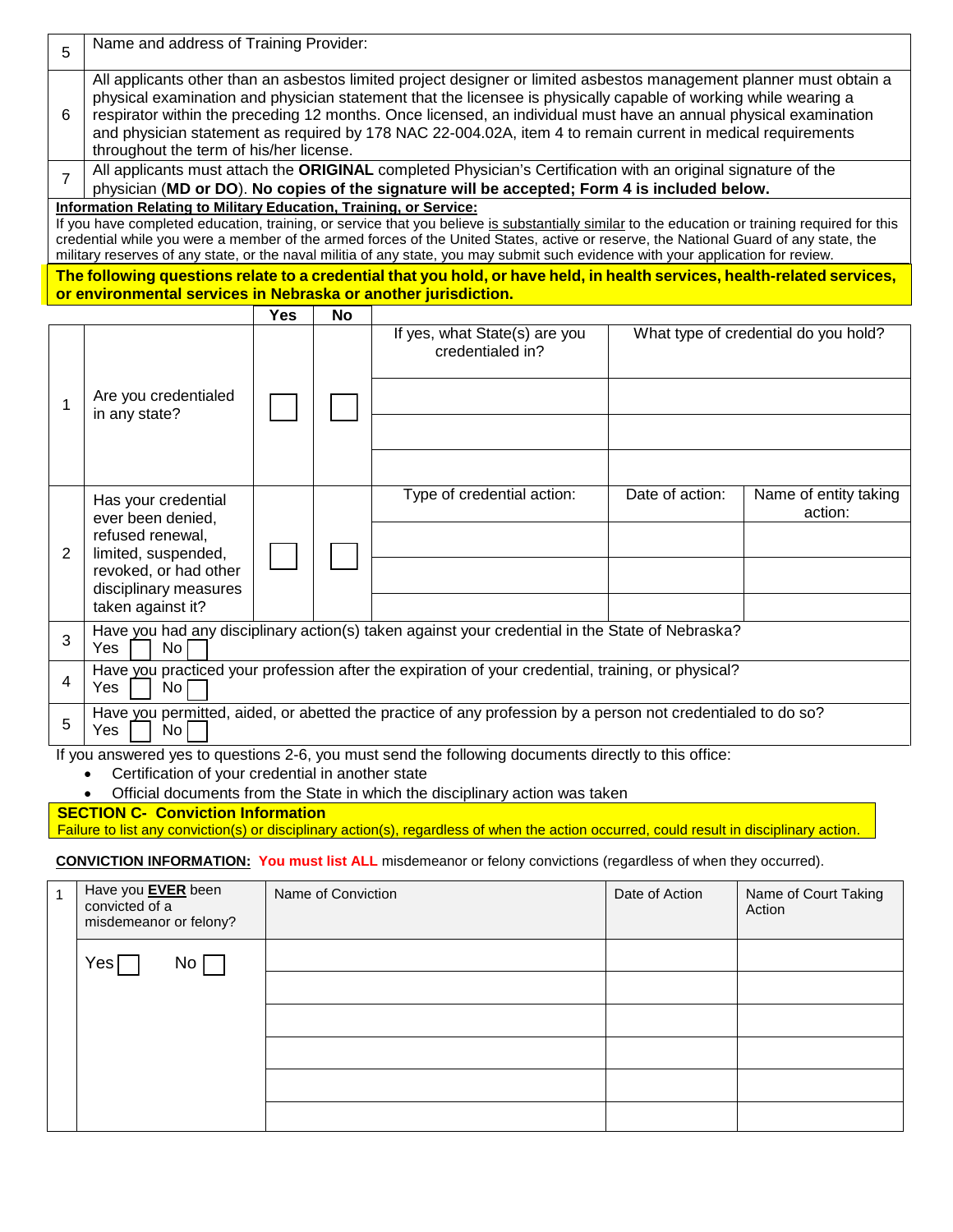| | |
|---|---|
| 5 | Name and address of Training Provider: |
| 6 | All applicants other than an asbestos limited project designer or limited asbestos management planner must obtain a physical examination and physician statement that the licensee is physically capable of working while wearing a respirator within the preceding 12 months. Once licensed, an individual must have an annual physical examination and physician statement as required by 178 NAC 22-004.02A, item 4 to remain current in medical requirements throughout the term of his/her license. |
| 7 | All applicants must attach the **ORIGINAL** completed Physician's Certification with an original signature of the physician (**MD or DO**). **No copies of the signature will be accepted; Form 4 is included below.** |

**Information Relating to Military Education, Training, or Service:**

If you have completed education, training, or service that you believe is substantially similar to the education or training required for this credential while you were a member of the armed forces of the United States, active or reserve, the National Guard of any state, the military reserves of any state, or the naval militia of any state, you may submit such evidence with your application for review.

**The following questions relate to a credential that you hold, or have held, in health services, health-related services, or environmental services in Nebraska or another jurisdiction.**

| | | Yes | No | | | |
|---|---|---|---|---|---|---|
| 1 | Are you credentialed in any state? | ☐ | ☐ | If yes, what State(s) are you credentialed in? | What type of credential do you hold? | |
| | | | | | | |
| | | | | | | |
| | | | | | | |
| 2 | Has your credential ever been denied, refused renewal, limited, suspended, revoked, or had other disciplinary measures taken against it? | ☐ | ☐ | Type of credential action: | Date of action: | Name of entity taking action: |
| | | | | | | |
| | | | | | | |
| | | | | | | |

| | |
|---|---|
| 3 | Have you had any disciplinary action(s) taken against your credential in the State of Nebraska? Yes ☐ No ☐ |
| 4 | Have you practiced your profession after the expiration of your credential, training, or physical? Yes ☐ No ☐ |
| 5 | Have you permitted, aided, or abetted the practice of any profession by a person not credentialed to do so? Yes ☐ No ☐ |

If you answered yes to questions 2-6, you must send the following documents directly to this office:

- Certification of your credential in another state
- Official documents from the State in which the disciplinary action was taken

**SECTION C- Conviction Information**

Failure to list any conviction(s) or disciplinary action(s), regardless of when the action occurred, could result in disciplinary action.

**CONVICTION INFORMATION:** **You must list ALL** misdemeanor or felony convictions (regardless of when they occurred).

| 1 | Have you **EVER** been convicted of a misdemeanor or felony? | Name of Conviction | Date of Action | Name of Court Taking Action |
|---|---|---|---|---|
| | Yes ☐ No ☐ | | | |
| | | | | |
| | | | | |
| | | | | |
| | | | | |
| | | | | |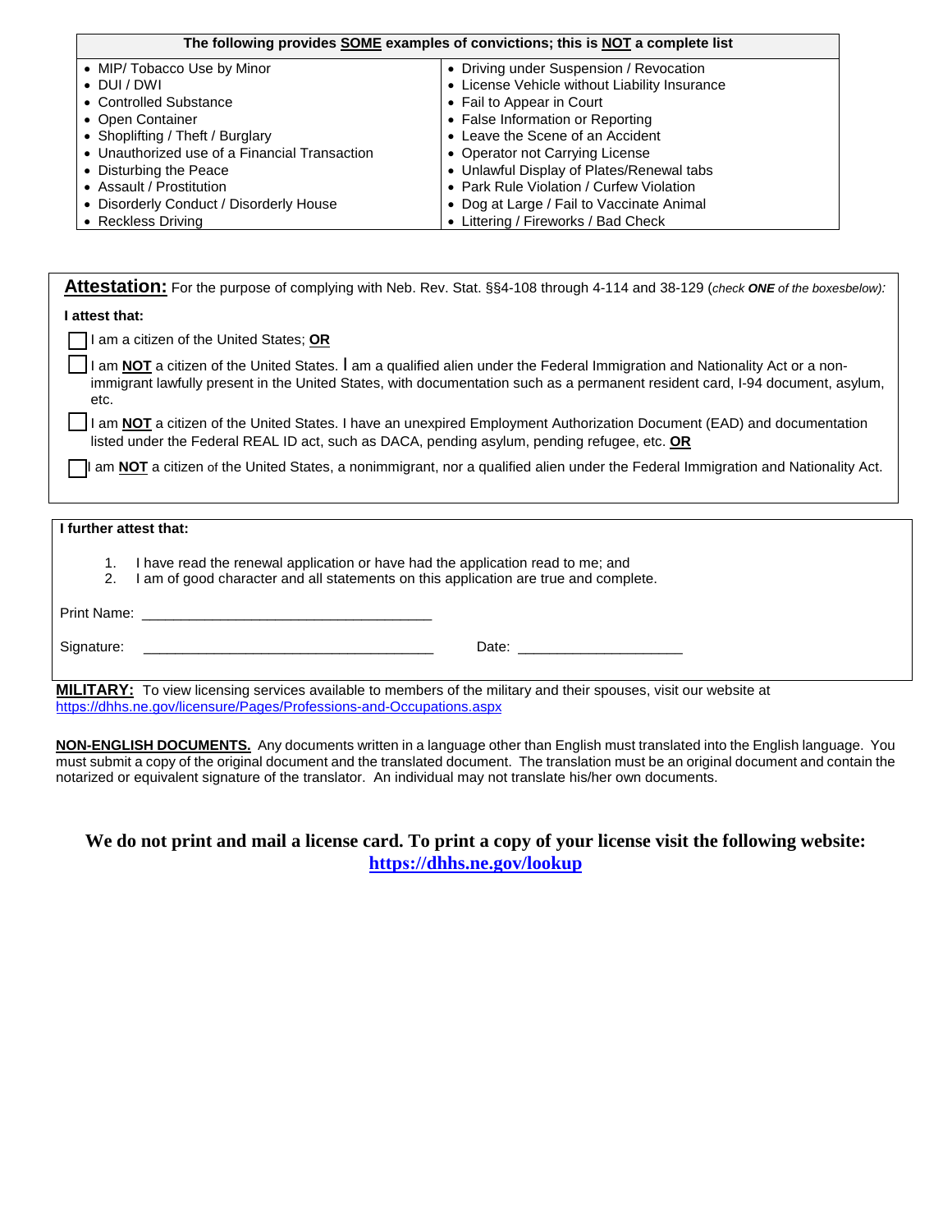| The following provides **SOME** examples of convictions; this is **NOT** a complete list | |
|---|---|
| • MIP/ Tobacco Use by Minor | • Driving under Suspension / Revocation |
| • DUI / DWI | • License Vehicle without Liability Insurance |
| • Controlled Substance | • Fail to Appear in Court |
| • Open Container | • False Information or Reporting |
| • Shoplifting / Theft / Burglary | • Leave the Scene of an Accident |
| • Unauthorized use of a Financial Transaction | • Operator not Carrying License |
| • Disturbing the Peace | • Unlawful Display of Plates/Renewal tabs |
| • Assault / Prostitution | • Park Rule Violation / Curfew Violation |
| • Disorderly Conduct / Disorderly House | • Dog at Large / Fail to Vaccinate Animal |
| • Reckless Driving | • Littering / Fireworks / Bad Check |

**Attestation:** For the purpose of complying with Neb. Rev. Stat. §§4-108 through 4-114 and 38-129 (*check **ONE** of the boxesbelow):*

**I attest that:**

☐ I am a citizen of the United States; **OR**

☐ I am **NOT** a citizen of the United States. I am a qualified alien under the Federal Immigration and Nationality Act or a non-immigrant lawfully present in the United States, with documentation such as a permanent resident card, I-94 document, asylum, etc.

☐ I am **NOT** a citizen of the United States. I have an unexpired Employment Authorization Document (EAD) and documentation listed under the Federal REAL ID act, such as DACA, pending asylum, pending refugee, etc. **OR**

☐ I am **NOT** a citizen of the United States, a nonimmigrant, nor a qualified alien under the Federal Immigration and Nationality Act.

**I further attest that:**

1. I have read the renewal application or have had the application read to me; and
2. I am of good character and all statements on this application are true and complete.

Print Name: ____________________________________

Signature: ____________________________________ Date: ____________________

**MILITARY:** To view licensing services available to members of the military and their spouses, visit our website at https://dhhs.ne.gov/licensure/Pages/Professions-and-Occupations.aspx

**NON-ENGLISH DOCUMENTS.** Any documents written in a language other than English must translated into the English language. You must submit a copy of the original document and the translated document. The translation must be an original document and contain the notarized or equivalent signature of the translator. An individual may not translate his/her own documents.

**We do not print and mail a license card. To print a copy of your license visit the following website: https://dhhs.ne.gov/lookup**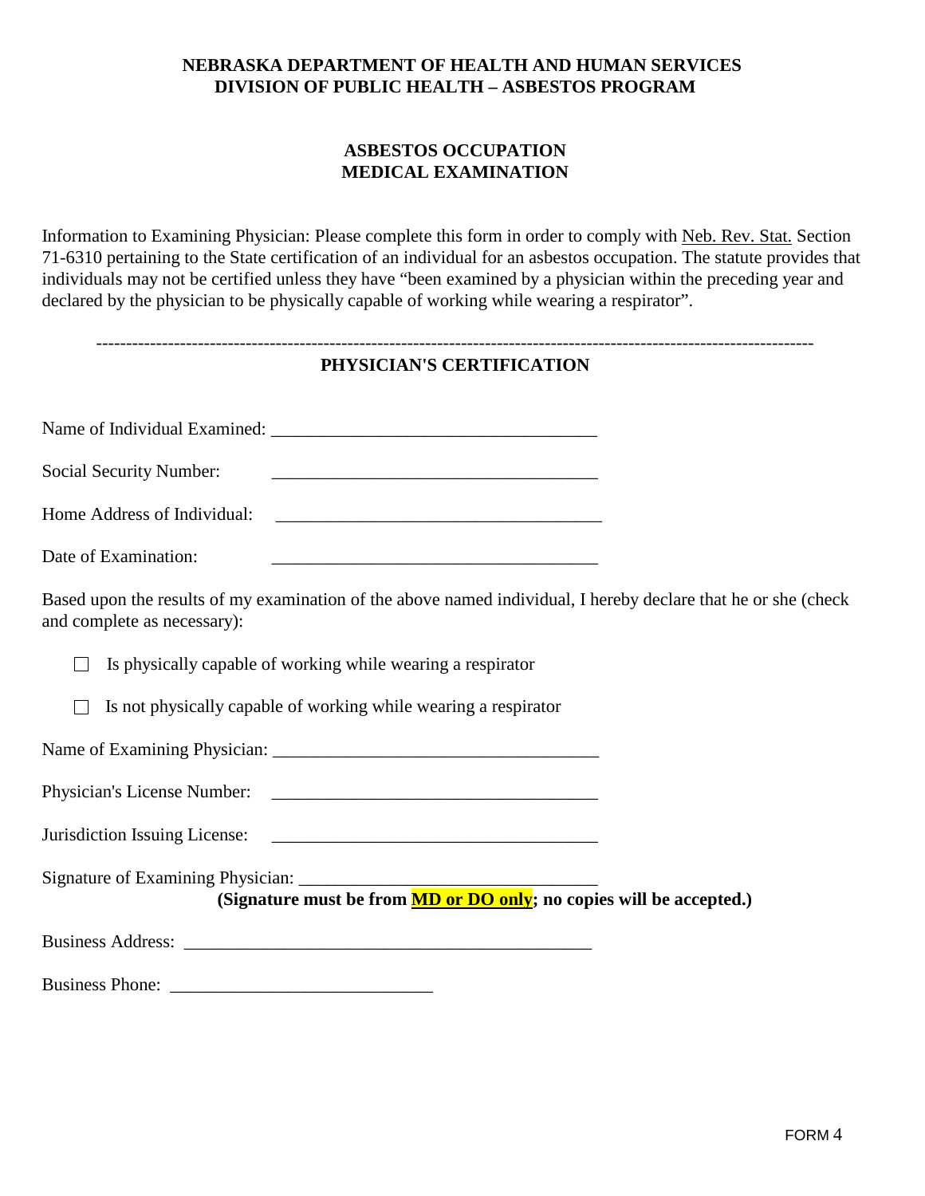**NEBRASKA DEPARTMENT OF HEALTH AND HUMAN SERVICES**
**DIVISION OF PUBLIC HEALTH – ASBESTOS PROGRAM**

# ASBESTOS OCCUPATION MEDICAL EXAMINATION

Information to Examining Physician: Please complete this form in order to comply with Neb. Rev. Stat. Section 71-6310 pertaining to the State certification of an individual for an asbestos occupation. The statute provides that individuals may not be certified unless they have "been examined by a physician within the preceding year and declared by the physician to be physically capable of working while wearing a respirator".

---

## PHYSICIAN'S CERTIFICATION

Name of Individual Examined: ____________________________________

Social Security Number: ____________________________________

Home Address of Individual: ____________________________________

Date of Examination: ____________________________________

Based upon the results of my examination of the above named individual, I hereby declare that he or she (check and complete as necessary):

- ☐ Is physically capable of working while wearing a respirator
- ☐ Is not physically capable of working while wearing a respirator

Name of Examining Physician: ____________________________________

Physician's License Number: ____________________________________

Jurisdiction Issuing License: ____________________________________

Signature of Examining Physician: ________________________________

**(Signature must be from MD or DO only; no copies will be accepted.)**

Business Address: ______________________________________________

Business Phone: ____________________________

FORM 4